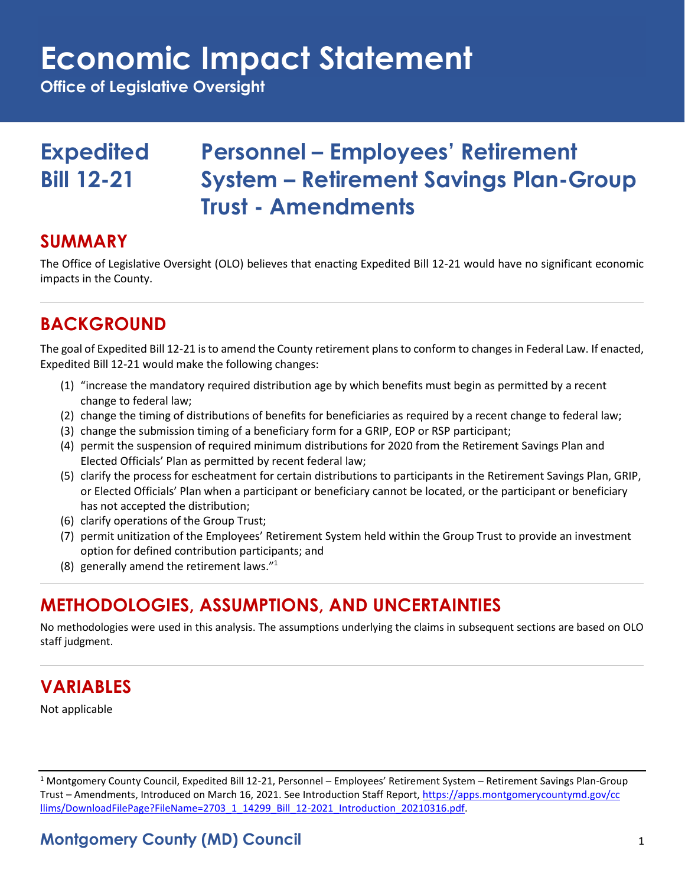# Economic Impact Statement

**Office of Legislative Oversight**

## Expedited Bill 12-21 — Personnel – Employees' Retirement System – Retirement Savings Plan-Group Trust - Amendments

## SUMMARY

The Office of Legislative Oversight (OLO) believes that enacting Expedited Bill 12-21 would have no significant economic impacts in the County.

## BACKGROUND

The goal of Expedited Bill 12-21 is to amend the County retirement plans to conform to changes in Federal Law. If enacted, Expedited Bill 12-21 would make the following changes:

1. "increase the mandatory required distribution age by which benefits must begin as permitted by a recent change to federal law;
2. change the timing of distributions of benefits for beneficiaries as required by a recent change to federal law;
3. change the submission timing of a beneficiary form for a GRIP, EOP or RSP participant;
4. permit the suspension of required minimum distributions for 2020 from the Retirement Savings Plan and Elected Officials' Plan as permitted by recent federal law;
5. clarify the process for escheatment for certain distributions to participants in the Retirement Savings Plan, GRIP, or Elected Officials' Plan when a participant or beneficiary cannot be located, or the participant or beneficiary has not accepted the distribution;
6. clarify operations of the Group Trust;
7. permit unitization of the Employees' Retirement System held within the Group Trust to provide an investment option for defined contribution participants; and
8. generally amend the retirement laws."[1]

## METHODOLOGIES, ASSUMPTIONS, AND UNCERTAINTIES

No methodologies were used in this analysis. The assumptions underlying the claims in subsequent sections are based on OLO staff judgment.

## VARIABLES

Not applicable

[1] Montgomery County Council, Expedited Bill 12-21, Personnel – Employees' Retirement System – Retirement Savings Plan-Group Trust – Amendments, Introduced on March 16, 2021. See Introduction Staff Report, https://apps.montgomerycountymd.gov/ccllims/DownloadFilePage?FileName=2703_1_14299_Bill_12-2021_Introduction_20210316.pdf.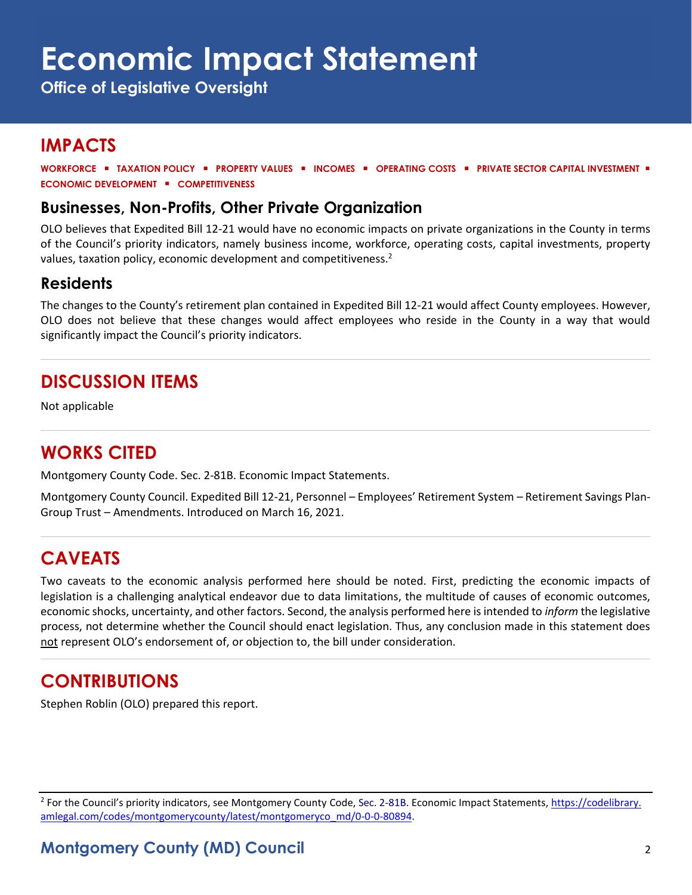# Economic Impact Statement

**Office of Legislative Oversight**

## IMPACTS

**WORKFORCE ▪ TAXATION POLICY ▪ PROPERTY VALUES ▪ INCOMES ▪ OPERATING COSTS ▪ PRIVATE SECTOR CAPITAL INVESTMENT ▪ ECONOMIC DEVELOPMENT ▪ COMPETITIVENESS**

### Businesses, Non-Profits, Other Private Organization

OLO believes that Expedited Bill 12-21 would have no economic impacts on private organizations in the County in terms of the Council's priority indicators, namely business income, workforce, operating costs, capital investments, property values, taxation policy, economic development and competitiveness.[2]

### Residents

The changes to the County's retirement plan contained in Expedited Bill 12-21 would affect County employees. However, OLO does not believe that these changes would affect employees who reside in the County in a way that would significantly impact the Council's priority indicators.

## DISCUSSION ITEMS

Not applicable

## WORKS CITED

Montgomery County Code. Sec. 2-81B. Economic Impact Statements.

Montgomery County Council. Expedited Bill 12-21, Personnel – Employees' Retirement System – Retirement Savings Plan-Group Trust – Amendments. Introduced on March 16, 2021.

## CAVEATS

Two caveats to the economic analysis performed here should be noted. First, predicting the economic impacts of legislation is a challenging analytical endeavor due to data limitations, the multitude of causes of economic outcomes, economic shocks, uncertainty, and other factors. Second, the analysis performed here is intended to *inform* the legislative process, not determine whether the Council should enact legislation. Thus, any conclusion made in this statement does not represent OLO's endorsement of, or objection to, the bill under consideration.

## CONTRIBUTIONS

Stephen Roblin (OLO) prepared this report.

[2] For the Council's priority indicators, see Montgomery County Code, Sec. 2-81B. Economic Impact Statements, https://codelibrary.amlegal.com/codes/montgomerycounty/latest/montgomeryco_md/0-0-0-80894.